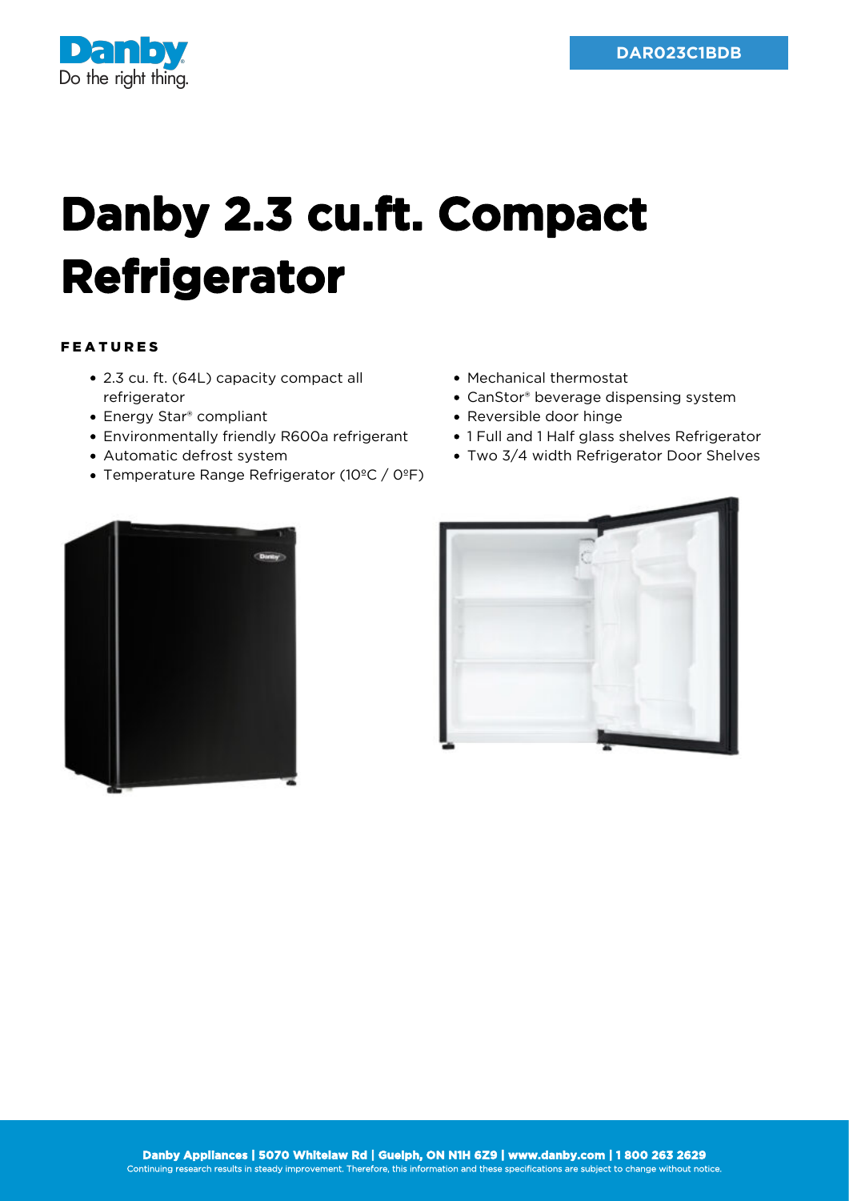DAR023C1BDB

# Danby 2.3 cu.ft. Compact Refrigerator

## FEATURES

- 2.3 cu. ft. (64L) capacity compact all refrigerator
- Energy Star® compliant
- Environmentally friendly R600a refrigerant
- Automatic defrost system
- Temperature Range Refrigerator (10ºC / 0ºF)
- Mechanical thermostat
- CanStor® beverage dispensing system
- Reversible door hinge
- 1 Full and 1 Half glass shelves Refrigerator
- Two 3/4 width Refrigerator Door Shelves

**Danby Appliances | 5070 Whitelaw Rd | Guelph, ON N1H 6Z9 | www.danby.com | 1 800 263 2629**
Continuing research results in steady improvement. Therefore, this information and these specifications are subject to change without notice.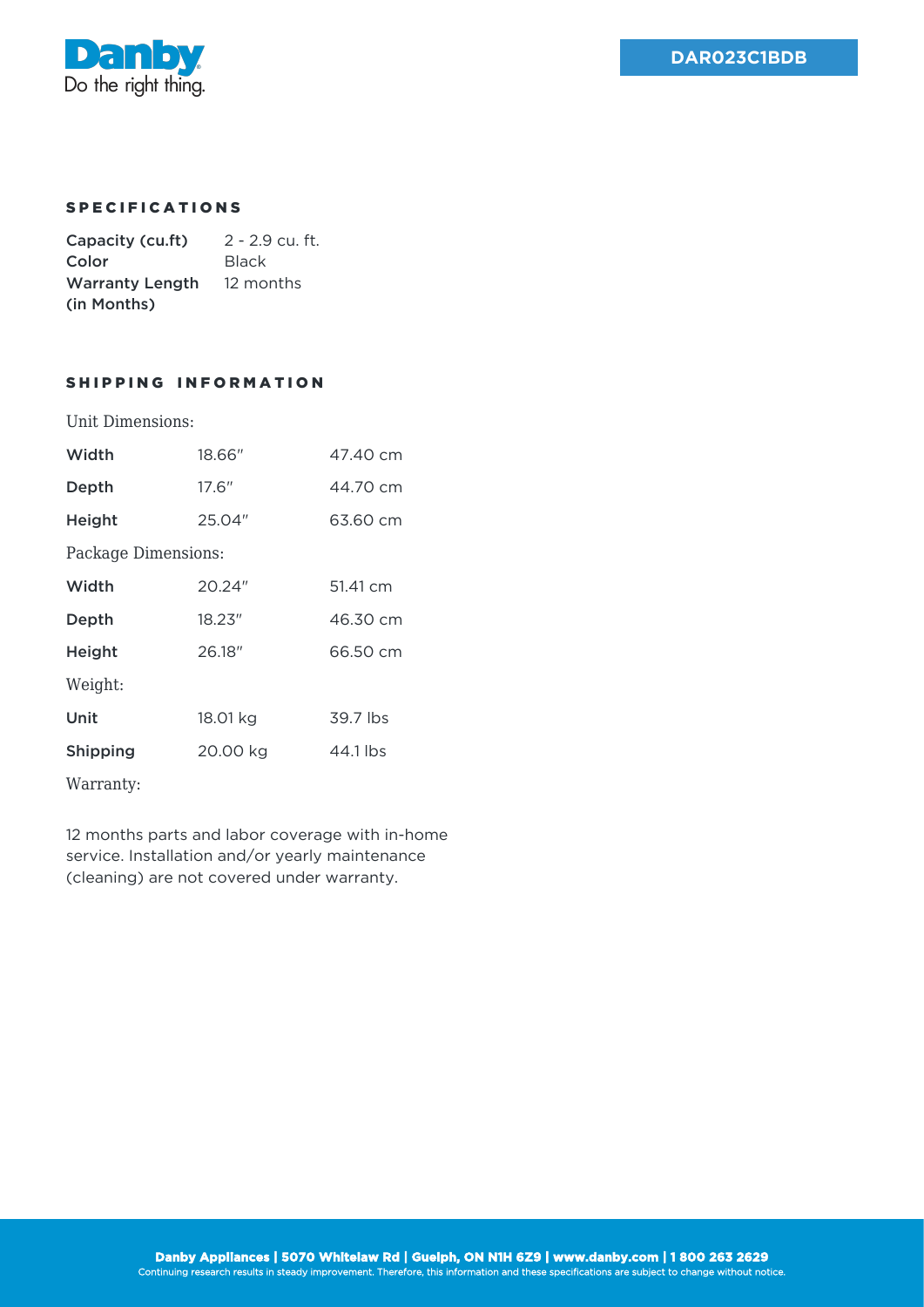**DAR023C1BDB**

## SPECIFICATIONS

| | |
|---|---|
| **Capacity (cu.ft)** | 2 - 2.9 cu. ft. |
| **Color** | Black |
| **Warranty Length (in Months)** | 12 months |

## SHIPPING INFORMATION

Unit Dimensions:

| | | |
|---|---|---|
| **Width** | 18.66" | 47.40 cm |
| **Depth** | 17.6" | 44.70 cm |
| **Height** | 25.04" | 63.60 cm |

Package Dimensions:

| | | |
|---|---|---|
| **Width** | 20.24" | 51.41 cm |
| **Depth** | 18.23" | 46.30 cm |
| **Height** | 26.18" | 66.50 cm |

Weight:

| | | |
|---|---|---|
| **Unit** | 18.01 kg | 39.7 lbs |
| **Shipping** | 20.00 kg | 44.1 lbs |

Warranty:

12 months parts and labor coverage with in-home service. Installation and/or yearly maintenance (cleaning) are not covered under warranty.

**Danby Appliances | 5070 Whitelaw Rd | Guelph, ON N1H 6Z9 | www.danby.com | 1 800 263 2629**
Continuing research results in steady improvement. Therefore, this information and these specifications are subject to change without notice.